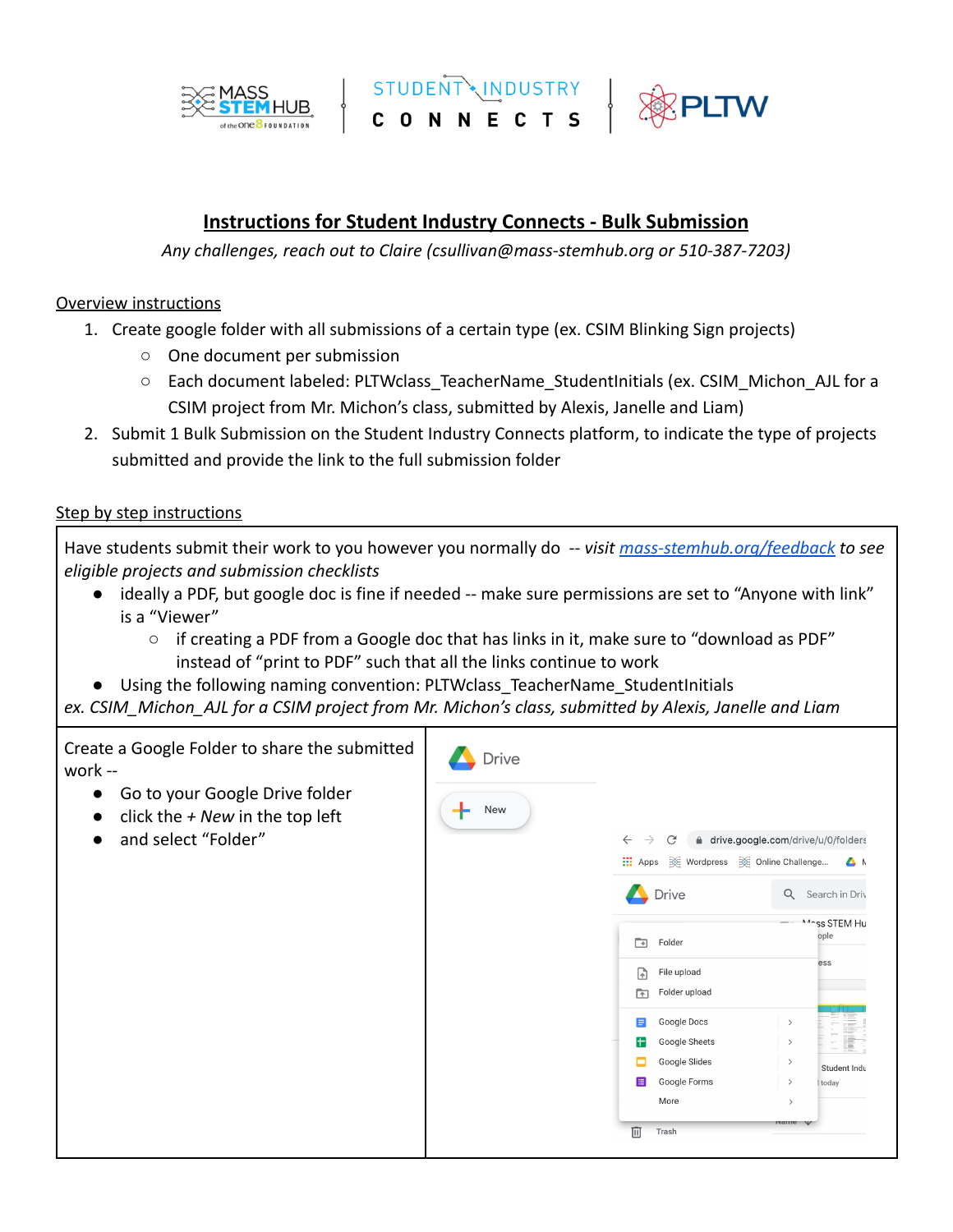## Instructions for Student Industry Connects - Bulk Submission

*Any challenges, reach out to Claire (csullivan@mass-stemhub.org or 510-387-7203)*

Overview instructions

1. Create google folder with all submissions of a certain type (ex. CSIM Blinking Sign projects)
   - One document per submission
   - Each document labeled: PLTWclass_TeacherName_StudentInitials (ex. CSIM_Michon_AJL for a CSIM project from Mr. Michon's class, submitted by Alexis, Janelle and Liam)
2. Submit 1 Bulk Submission on the Student Industry Connects platform, to indicate the type of projects submitted and provide the link to the full submission folder

Step by step instructions

Have students submit their work to you however you normally do -- *visit [mass-stemhub.org/feedback](mass-stemhub.org/feedback) to see eligible projects and submission checklists*

- ideally a PDF, but google doc is fine if needed -- make sure permissions are set to "Anyone with link" is a "Viewer"
  - if creating a PDF from a Google doc that has links in it, make sure to "download as PDF" instead of "print to PDF" such that all the links continue to work
- Using the following naming convention: PLTWclass_TeacherName_StudentInitials

*ex. CSIM_Michon_AJL for a CSIM project from Mr. Michon's class, submitted by Alexis, Janelle and Liam*

Create a Google Folder to share the submitted work --

- Go to your Google Drive folder
- click the + *New* in the top left
- and select "Folder"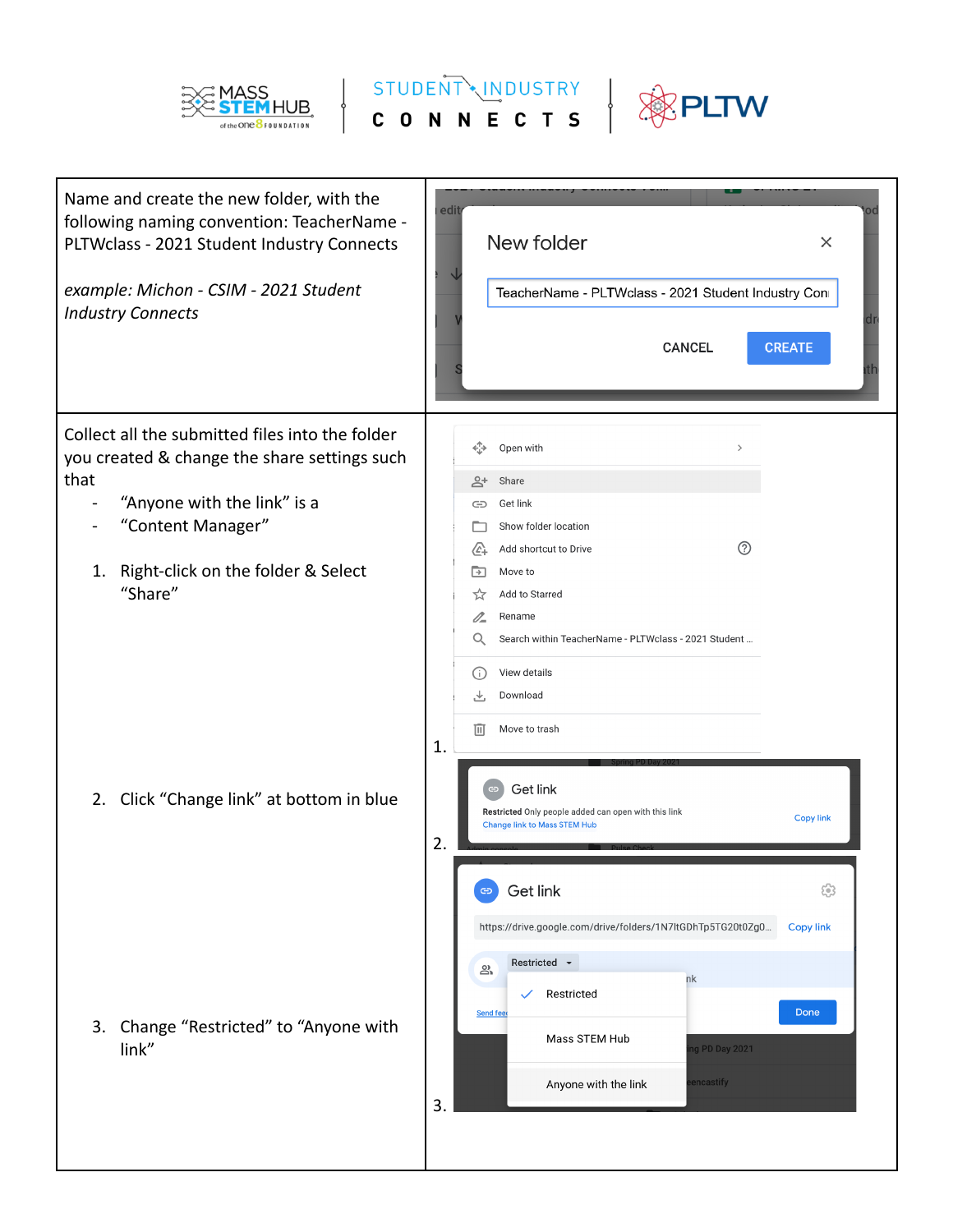| | |
|---|---|
| Name and create the new folder, with the following naming convention: TeacherName - PLTWclass - 2021 Student Industry Connects<br><br>*example: Michon - CSIM - 2021 Student Industry Connects* | |
| Collect all the submitted files into the folder you created & change the share settings such that<br>- "Anyone with the link" is a<br>- "Content Manager"<br><br>1. Right-click on the folder & Select "Share"<br><br>2. Click "Change link" at bottom in blue<br><br>3. Change "Restricted" to "Anyone with link" | 1.<br><br>2.<br><br>3. |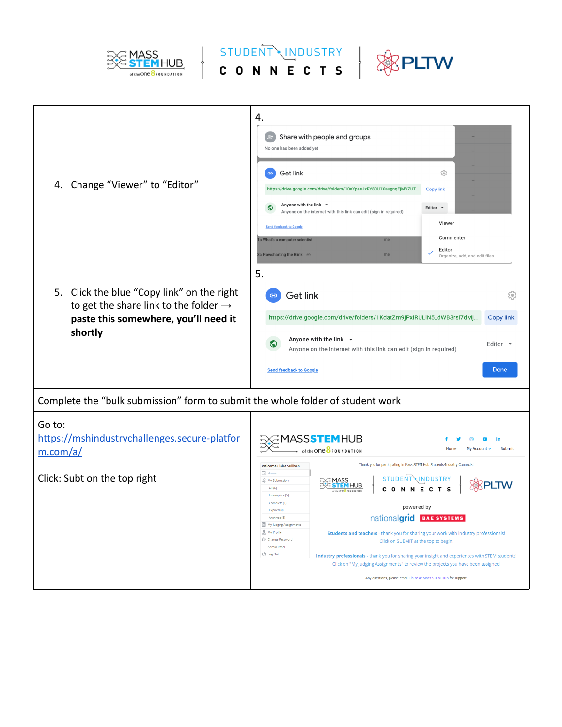| | |
|---|---|
| 4. Change "Viewer" to "Editor" | 4. Share with people and groups No one has been added yet. Get link https://drive.google.com/drive/folders/10aYpaeJzRY80U1XaugnqEjMVZUT... Copy link. Anyone with the link — Anyone on the internet with this link can edit (sign in required). Editor. Viewer / Commenter / Editor — Organize, add, and edit files |
| 5. Click the blue "Copy link" on the right to get the share link to the folder → **paste this somewhere, you'll need it shortly** | 5. Get link https://drive.google.com/drive/folders/1KdatZm9jPxiRULIN5_dWB3rsi7dMj... Copy link. Anyone with the link — Anyone on the internet with this link can edit (sign in required). Editor. Send feedback to Google. Done |
| Complete the "bulk submission" form to submit the whole folder of student work | |
| Go to: [https://mshindustrychallenges.secure-platform.com/a/](https://mshindustrychallenges.secure-platform.com/a/) Click: Subt on the top right | Thank you for participating in Mass STEM Hub Students-Industry Connects! Students and teachers - thank you for sharing your work with industry professionals! Click on SUBMIT at the top to begin. Industry professionals - thank you for sharing your insight and experiences with STEM students! Click on "My Judging Assignments" to review the projects you have been assigned. Any questions, please email Claire at Mass STEM Hub for support. |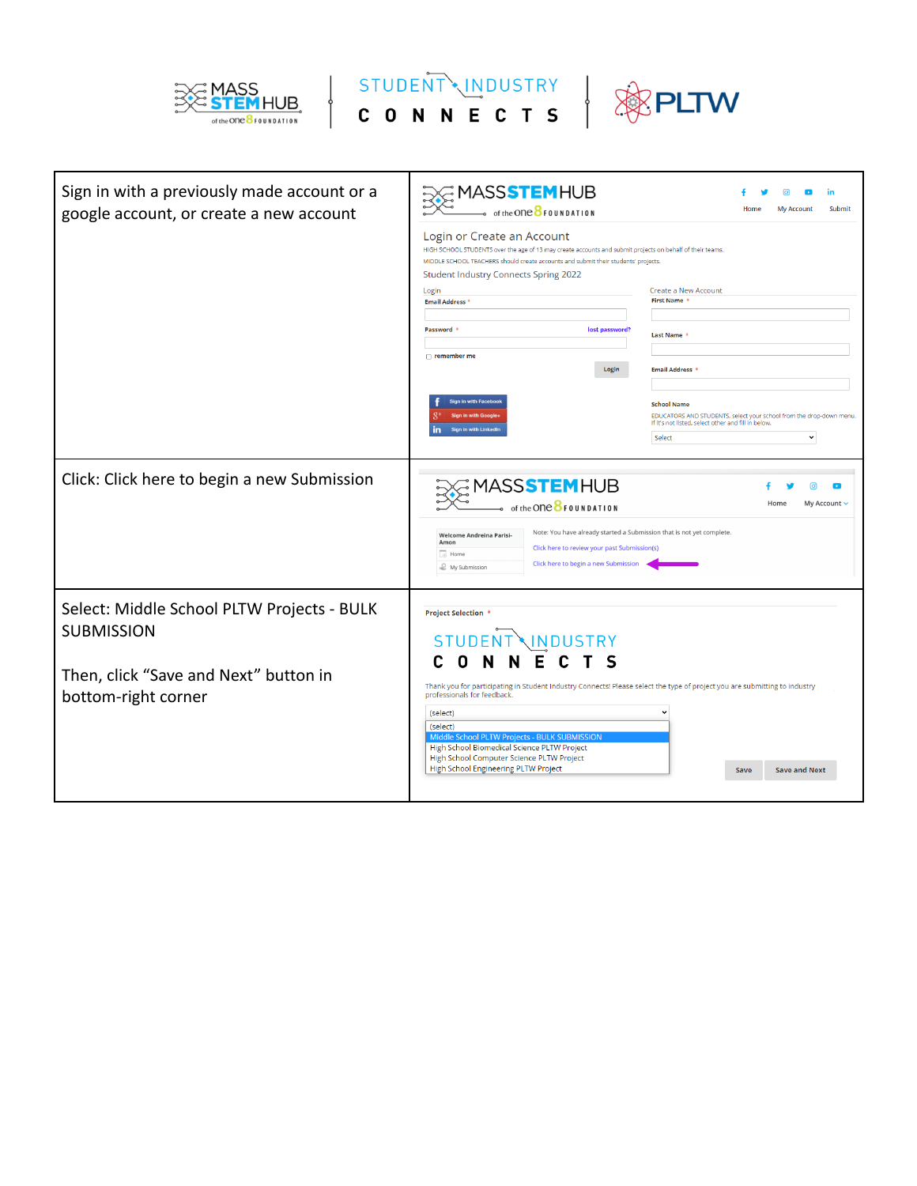| | |
|---|---|
| Sign in with a previously made account or a google account, or create a new account | MASS STEM HUB of the one8 FOUNDATION — Home · My Account · Submit<br><br>Login or Create an Account<br>HIGH SCHOOL STUDENTS over the age of 13 may create accounts and submit projects on behalf of their teams.<br>MIDDLE SCHOOL TEACHERS should create accounts and submit their students' projects.<br>Student Industry Connects Spring 2022<br><br>Login<br>Email Address *<br>Password * — lost password?<br>remember me<br>Login<br>Sign in with Facebook<br>Sign in with Google+<br>Sign in with LinkedIn<br><br>Create a New Account<br>First Name *<br>Last Name *<br>Email Address *<br>School Name<br>EDUCATORS AND STUDENTS, select your school from the drop-down menu. If it's not listed, select other and fill in below.<br>Select |
| Click: Click here to begin a new Submission | MASS STEM HUB of the one8 FOUNDATION — Home · My Account<br><br>Welcome Andreina Parisi-Amon<br>Home<br>My Submission<br><br>Note: You have already started a Submission that is not yet complete.<br>Click here to review your past Submission(s)<br>Click here to begin a new Submission |
| Select: Middle School PLTW Projects - BULK SUBMISSION<br><br>Then, click "Save and Next" button in bottom-right corner | Project Selection *<br><br>STUDENT INDUSTRY CONNECTS<br><br>Thank you for participating in Student Industry Connects! Please select the type of project you are submitting to industry professionals for feedback.<br><br>(select)<br>(select)<br>Middle School PLTW Projects - BULK SUBMISSION<br>High School Biomedical Science PLTW Project<br>High School Computer Science PLTW Project<br>High School Engineering PLTW Project<br><br>Save · Save and Next |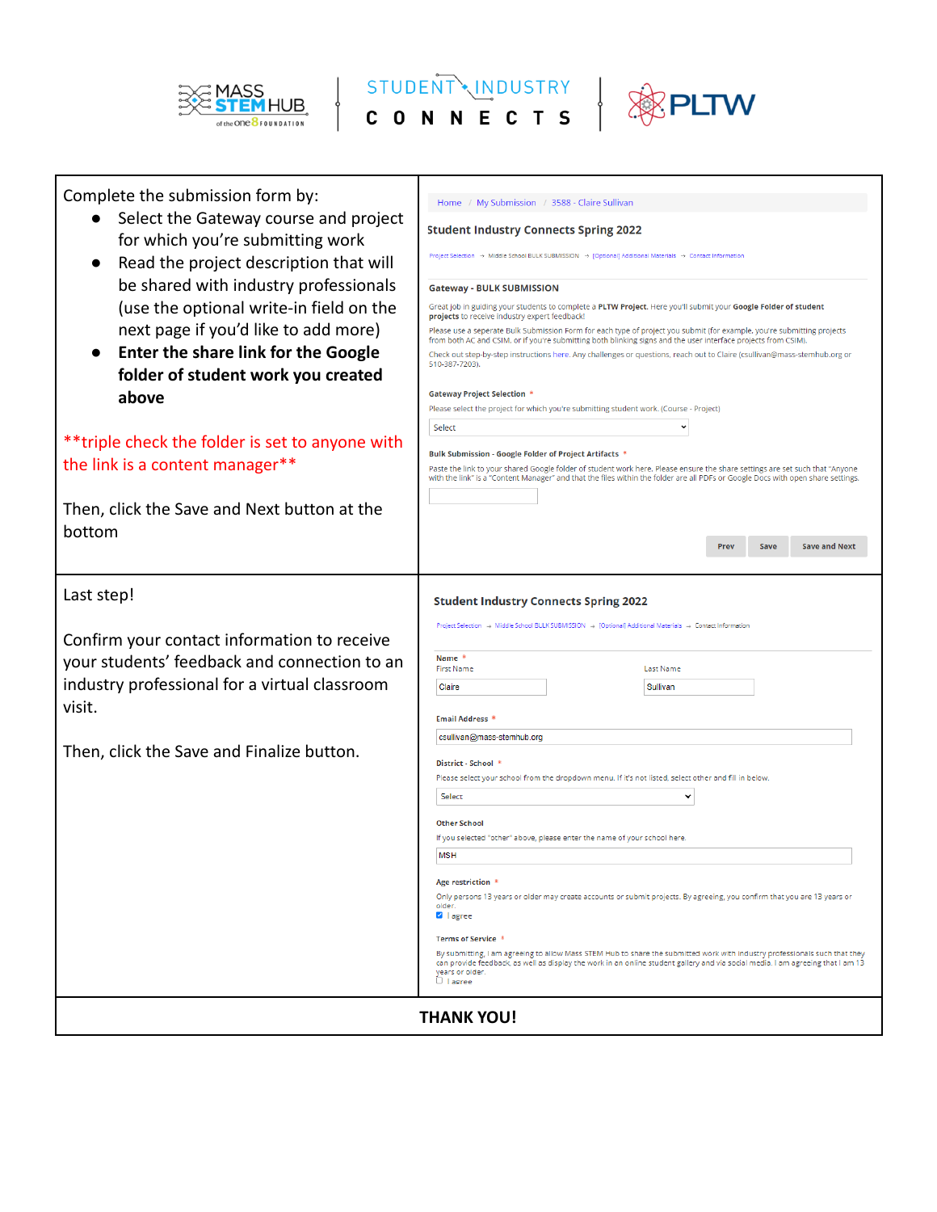MASS STEM HUB of the one8 FOUNDATION | STUDENT INDUSTRY CONNECTS | PLTW

| | |
|---|---|
| Complete the submission form by:<br>• Select the Gateway course and project for which you're submitting work<br>• Read the project description that will be shared with industry professionals (use the optional write-in field on the next page if you'd like to add more)<br>• **Enter the share link for the Google folder of student work you created above**<br><br>**triple check the folder is set to anyone with the link is a content manager**<br><br>Then, click the Save and Next button at the bottom | Home / My Submission / 3588 - Claire Sullivan<br><br>**Student Industry Connects Spring 2022**<br><br>Project Selection → Middle School BULK SUBMISSION → [Optional] Additional Materials → Contact Information<br><br>**Gateway - BULK SUBMISSION**<br><br>Great job in guiding your students to complete a **PLTW Project**. Here you'll submit your **Google Folder of student projects** to receive industry expert feedback!<br><br>Please use a seperate Bulk Submission Form for each type of project you submit (for example, you're submitting projects from both AC and CSIM, or if you're submitting both blinking signs and the user interface projects from CSIM).<br><br>Check out step-by-step instructions here. Any challenges or questions, reach out to Claire (csullivan@mass-stemhub.org or 510-387-7203).<br><br>**Gateway Project Selection** *<br>Please select the project for which you're submitting student work. (Course - Project)<br>Select<br><br>**Bulk Submission - Google Folder of Project Artifacts** *<br>Paste the link to your shared Google folder of student work here. Please ensure the share settings are set such that "Anyone with the link" is a "Content Manager" and that the files within the folder are all PDFs or Google Docs with open share settings.<br><br>Prev / Save / Save and Next |
| Last step!<br><br>Confirm your contact information to receive your students' feedback and connection to an industry professional for a virtual classroom visit.<br><br>Then, click the Save and Finalize button. | **Student Industry Connects Spring 2022**<br><br>Project Selection → Middle School BULK SUBMISSION → [Optional] Additional Materials → Contact Information<br><br>**Name** *<br>First Name: Claire<br>Last Name: Sullivan<br><br>**Email Address** *<br>csullivan@mass-stemhub.org<br><br>**District - School** *<br>Please select your school from the dropdown menu. If it's not listed, select other and fill in below.<br>Select<br><br>**Other School**<br>If you selected "other" above, please enter the name of your school here.<br>MSH<br><br>**Age restriction** *<br>Only persons 13 years or older may create accounts or submit projects. By agreeing, you confirm that you are 13 years or older.<br>☑ I agree<br><br>**Terms of Service** *<br>By submitting, I am agreeing to allow Mass STEM Hub to share the submitted work with industry professionals such that they can provide feedback, as well as display the work in an online student gallery and via social media. I am agreeing that I am 13 years or older.<br>☐ I agree |
| **THANK YOU!** | |